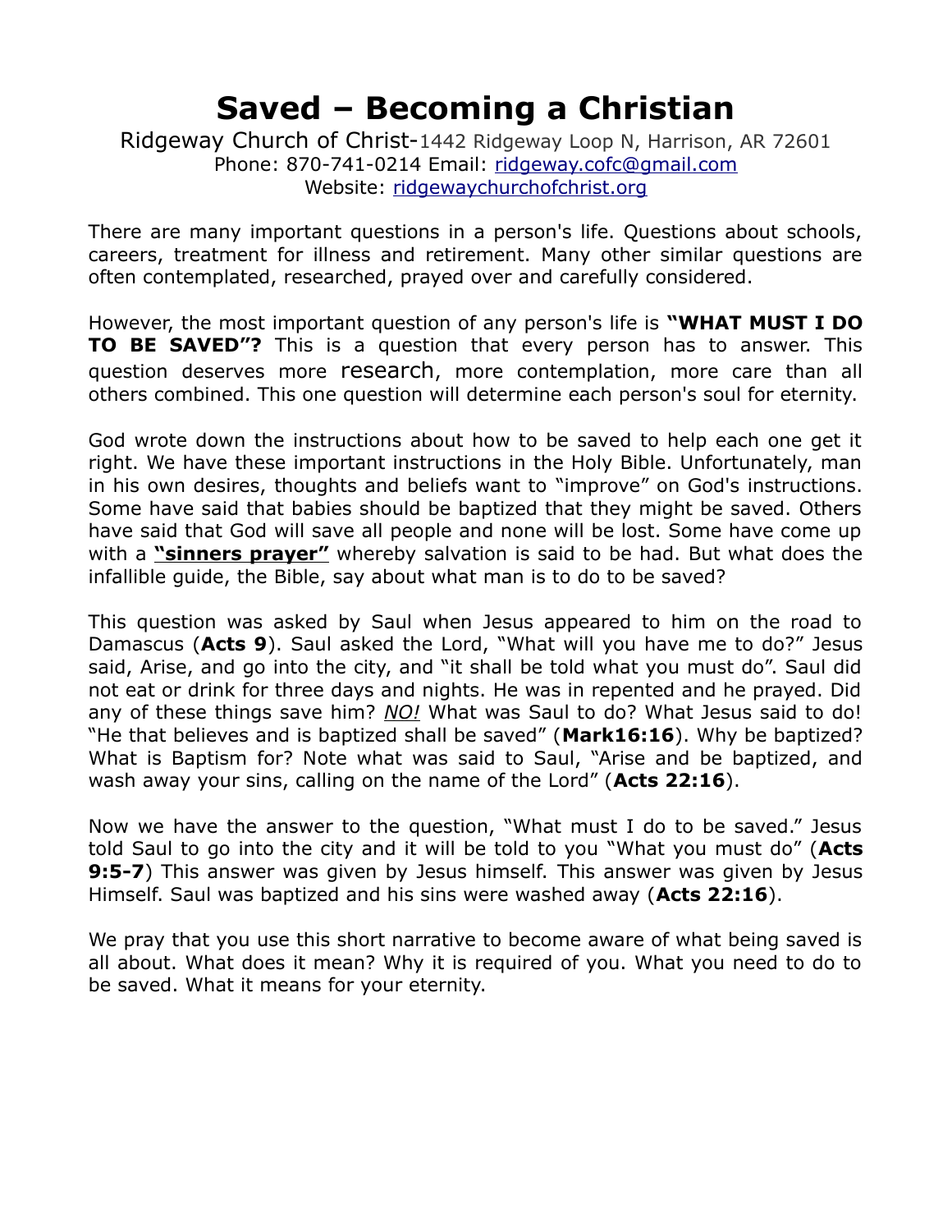# Saved – Becoming a Christian

Ridgeway Church of Christ-1442 Ridgeway Loop N, Harrison, AR 72601
Phone: 870-741-0214 Email: ridgeway.cofc@gmail.com
Website: ridgewaychurchofchrist.org

There are many important questions in a person's life. Questions about schools, careers, treatment for illness and retirement. Many other similar questions are often contemplated, researched, prayed over and carefully considered.

However, the most important question of any person's life is **"WHAT MUST I DO TO BE SAVED"?** This is a question that every person has to answer. This question deserves more research, more contemplation, more care than all others combined. This one question will determine each person's soul for eternity.

God wrote down the instructions about how to be saved to help each one get it right. We have these important instructions in the Holy Bible. Unfortunately, man in his own desires, thoughts and beliefs want to "improve" on God's instructions. Some have said that babies should be baptized that they might be saved. Others have said that God will save all people and none will be lost. Some have come up with a **"sinners prayer"** whereby salvation is said to be had. But what does the infallible guide, the Bible, say about what man is to do to be saved?

This question was asked by Saul when Jesus appeared to him on the road to Damascus (**Acts 9**). Saul asked the Lord, "What will you have me to do?" Jesus said, Arise, and go into the city, and "it shall be told what you must do". Saul did not eat or drink for three days and nights. He was in repented and he prayed. Did any of these things save him? *NO!* What was Saul to do? What Jesus said to do! "He that believes and is baptized shall be saved" (**Mark16:16**). Why be baptized? What is Baptism for? Note what was said to Saul, "Arise and be baptized, and wash away your sins, calling on the name of the Lord" (**Acts 22:16**).

Now we have the answer to the question, "What must I do to be saved." Jesus told Saul to go into the city and it will be told to you "What you must do" (**Acts 9:5-7**) This answer was given by Jesus himself. This answer was given by Jesus Himself. Saul was baptized and his sins were washed away (**Acts 22:16**).

We pray that you use this short narrative to become aware of what being saved is all about. What does it mean? Why it is required of you. What you need to do to be saved. What it means for your eternity.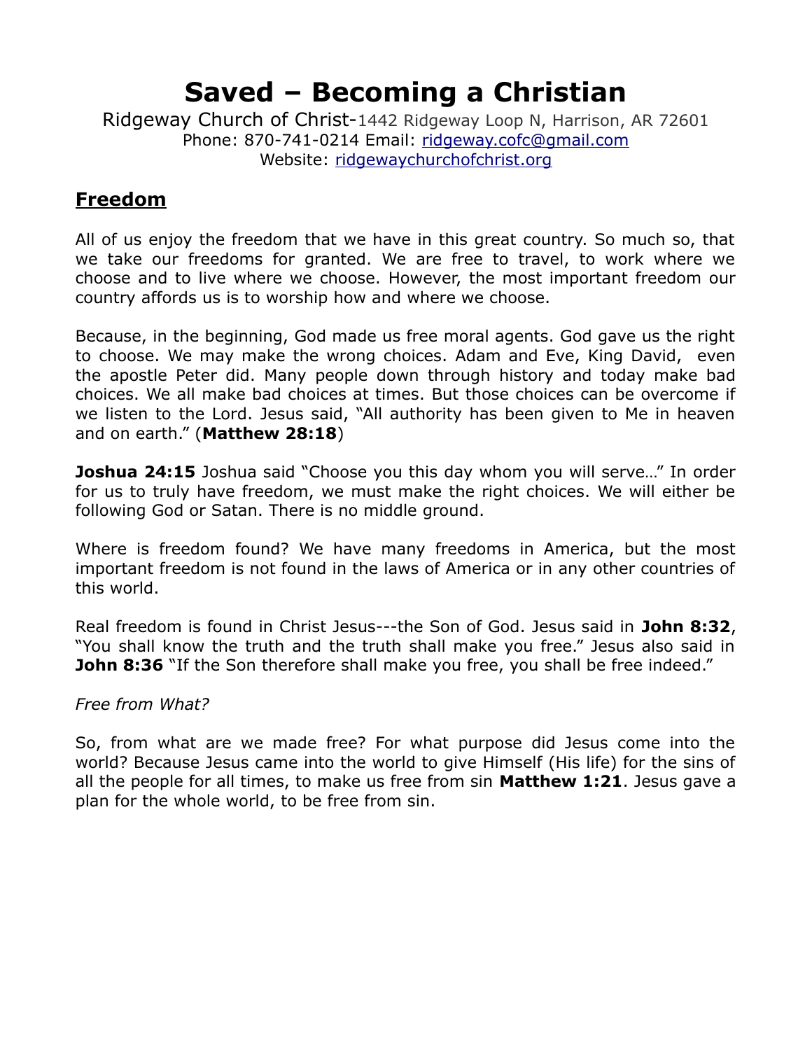# Saved – Becoming a Christian

Ridgeway Church of Christ-1442 Ridgeway Loop N, Harrison, AR 72601
Phone: 870-741-0214 Email: ridgeway.cofc@gmail.com
Website: ridgewaychurchofchrist.org

## Freedom

All of us enjoy the freedom that we have in this great country. So much so, that we take our freedoms for granted. We are free to travel, to work where we choose and to live where we choose. However, the most important freedom our country affords us is to worship how and where we choose.

Because, in the beginning, God made us free moral agents. God gave us the right to choose. We may make the wrong choices. Adam and Eve, King David, even the apostle Peter did. Many people down through history and today make bad choices. We all make bad choices at times. But those choices can be overcome if we listen to the Lord. Jesus said, "All authority has been given to Me in heaven and on earth." (**Matthew 28:18**)

**Joshua 24:15** Joshua said "Choose you this day whom you will serve…" In order for us to truly have freedom, we must make the right choices. We will either be following God or Satan. There is no middle ground.

Where is freedom found? We have many freedoms in America, but the most important freedom is not found in the laws of America or in any other countries of this world.

Real freedom is found in Christ Jesus---the Son of God. Jesus said in **John 8:32**, "You shall know the truth and the truth shall make you free." Jesus also said in **John 8:36** "If the Son therefore shall make you free, you shall be free indeed."

*Free from What?*

So, from what are we made free? For what purpose did Jesus come into the world? Because Jesus came into the world to give Himself (His life) for the sins of all the people for all times, to make us free from sin **Matthew 1:21**. Jesus gave a plan for the whole world, to be free from sin.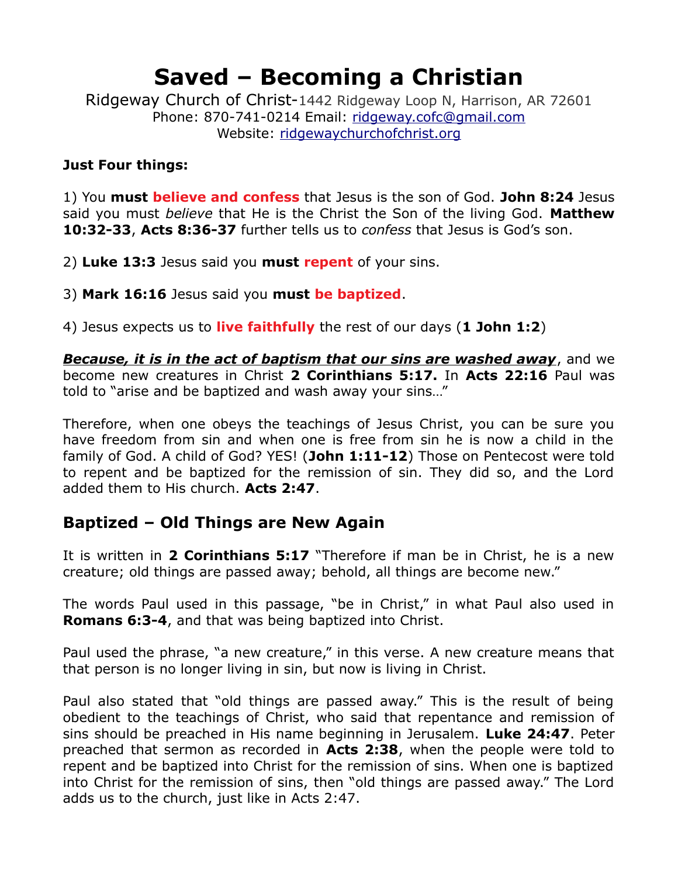# Saved – Becoming a Christian

Ridgeway Church of Christ-1442 Ridgeway Loop N, Harrison, AR 72601
Phone: 870-741-0214 Email: ridgeway.cofc@gmail.com
Website: ridgewaychurchofchrist.org

**Just Four things:**

1) You **must believe and confess** that Jesus is the son of God. **John 8:24** Jesus said you must *believe* that He is the Christ the Son of the living God. **Matthew 10:32-33**, **Acts 8:36-37** further tells us to *confess* that Jesus is God's son.

2) **Luke 13:3** Jesus said you **must repent** of your sins.

3) **Mark 16:16** Jesus said you **must be baptized**.

4) Jesus expects us to **live faithfully** the rest of our days (**1 John 1:2**)

***Because, it is in the act of baptism that our sins are washed away***, and we become new creatures in Christ **2 Corinthians 5:17.** In **Acts 22:16** Paul was told to "arise and be baptized and wash away your sins…"

Therefore, when one obeys the teachings of Jesus Christ, you can be sure you have freedom from sin and when one is free from sin he is now a child in the family of God. A child of God? YES! (**John 1:11-12**) Those on Pentecost were told to repent and be baptized for the remission of sin. They did so, and the Lord added them to His church. **Acts 2:47**.

## Baptized – Old Things are New Again

It is written in **2 Corinthians 5:17** "Therefore if man be in Christ, he is a new creature; old things are passed away; behold, all things are become new."

The words Paul used in this passage, "be in Christ," in what Paul also used in **Romans 6:3-4**, and that was being baptized into Christ.

Paul used the phrase, "a new creature," in this verse. A new creature means that that person is no longer living in sin, but now is living in Christ.

Paul also stated that "old things are passed away." This is the result of being obedient to the teachings of Christ, who said that repentance and remission of sins should be preached in His name beginning in Jerusalem. **Luke 24:47**. Peter preached that sermon as recorded in **Acts 2:38**, when the people were told to repent and be baptized into Christ for the remission of sins. When one is baptized into Christ for the remission of sins, then "old things are passed away." The Lord adds us to the church, just like in Acts 2:47.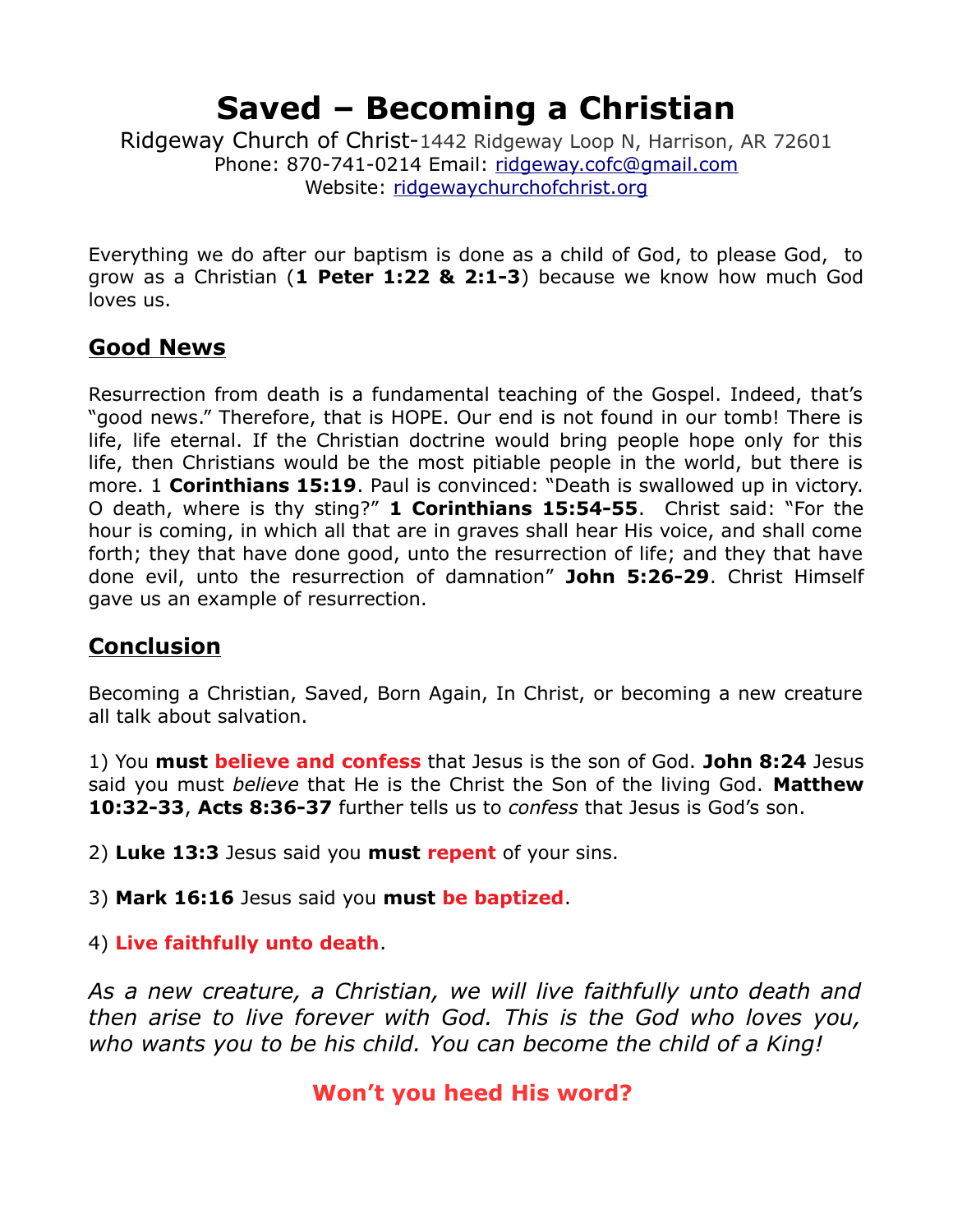# Saved – Becoming a Christian

Ridgeway Church of Christ-1442 Ridgeway Loop N, Harrison, AR 72601
Phone: 870-741-0214 Email: ridgeway.cofc@gmail.com
Website: ridgewaychurchofchrist.org

Everything we do after our baptism is done as a child of God, to please God, to grow as a Christian (**1 Peter 1:22 & 2:1-3**) because we know how much God loves us.

## Good News

Resurrection from death is a fundamental teaching of the Gospel. Indeed, that's "good news." Therefore, that is HOPE. Our end is not found in our tomb! There is life, life eternal. If the Christian doctrine would bring people hope only for this life, then Christians would be the most pitiable people in the world, but there is more. 1 **Corinthians 15:19**. Paul is convinced: "Death is swallowed up in victory. O death, where is thy sting?" **1 Corinthians 15:54-55**. Christ said: "For the hour is coming, in which all that are in graves shall hear His voice, and shall come forth; they that have done good, unto the resurrection of life; and they that have done evil, unto the resurrection of damnation" **John 5:26-29**. Christ Himself gave us an example of resurrection.

## Conclusion

Becoming a Christian, Saved, Born Again, In Christ, or becoming a new creature all talk about salvation.

1) You **must believe and confess** that Jesus is the son of God. **John 8:24** Jesus said you must *believe* that He is the Christ the Son of the living God. **Matthew 10:32-33**, **Acts 8:36-37** further tells us to *confess* that Jesus is God's son.

2) **Luke 13:3** Jesus said you **must repent** of your sins.

3) **Mark 16:16** Jesus said you **must be baptized**.

4) **Live faithfully unto death**.

*As a new creature, a Christian, we will live faithfully unto death and then arise to live forever with God. This is the God who loves you, who wants you to be his child. You can become the child of a King!*

**Won't you heed His word?**